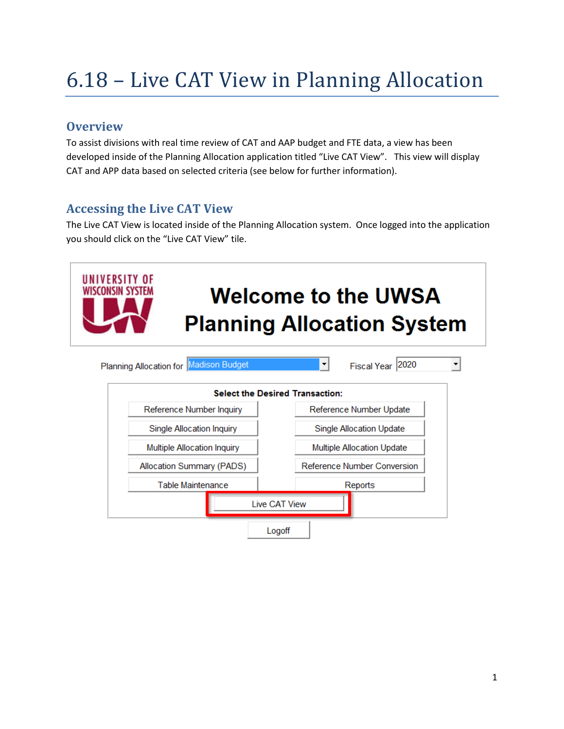# 6.18 – Live CAT View in Planning Allocation

## Overview

To assist divisions with real time review of CAT and AAP budget and FTE data, a view has been developed inside of the Planning Allocation application titled "Live CAT View". This view will display CAT and APP data based on selected criteria (see below for further information).

## Accessing the Live CAT View

The Live CAT View is located inside of the Planning Allocation system. Once logged into the application you should click on the "Live CAT View" tile.

UNIVERSITY OF WISCONSIN SYSTEM

Welcome to the UWSA Planning Allocation System

Planning Allocation for Madison Budget

Fiscal Year 2020

Select the Desired Transaction:

Reference Number Inquiry

Reference Number Update

Single Allocation Inquiry

Single Allocation Update

Multiple Allocation Inquiry

Multiple Allocation Update

Allocation Summary (PADS)

Reference Number Conversion

Table Maintenance

Reports

Live CAT View

Logoff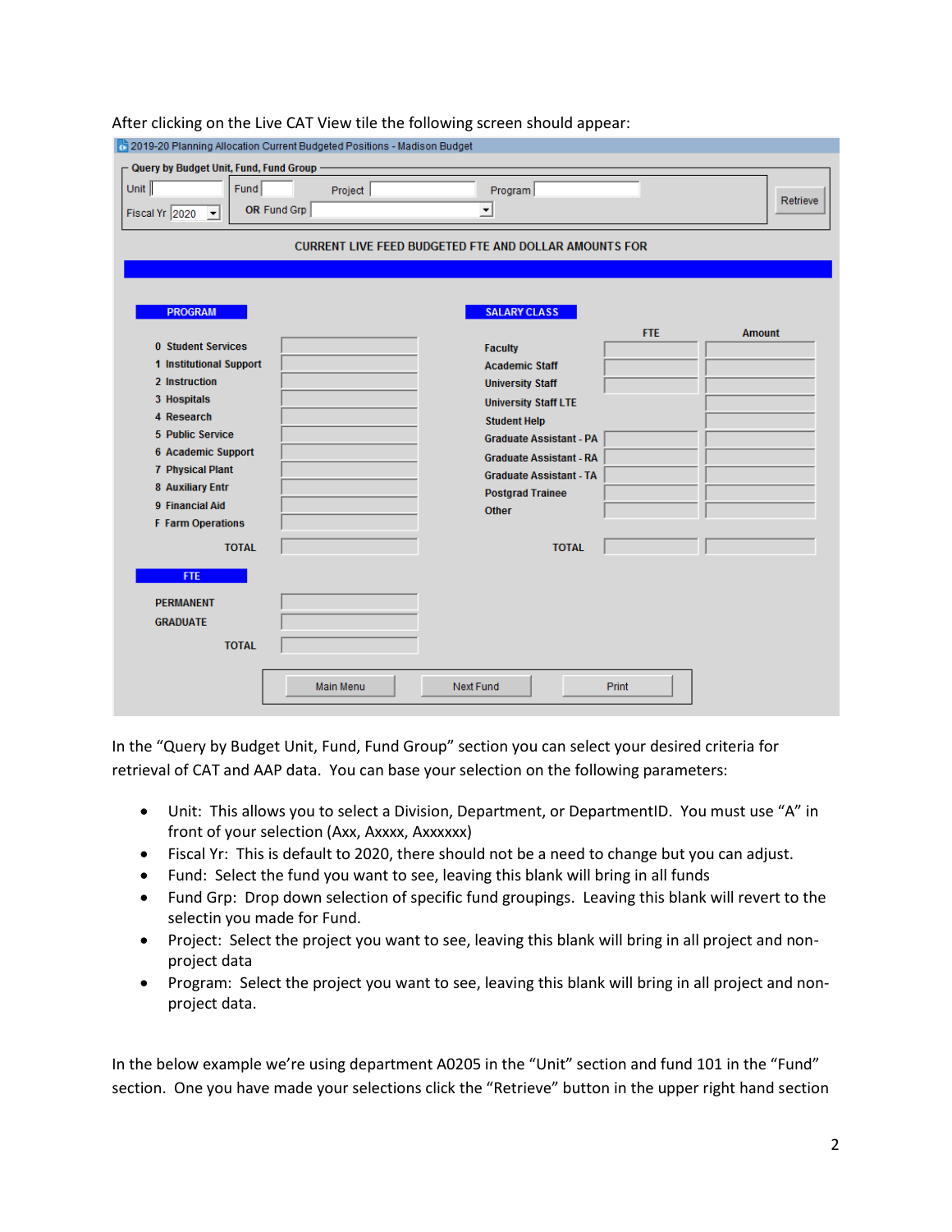After clicking on the Live CAT View tile the following screen should appear:

2019-20 Planning Allocation Current Budgeted Positions - Madison Budget

Query by Budget Unit, Fund, Fund Group

Unit | Fund | Project | Program | Retrieve

Fiscal Yr 2020 | OR Fund Grp

CURRENT LIVE FEED BUDGETED FTE AND DOLLAR AMOUNTS FOR

PROGRAM

0 Student Services
1 Institutional Support
2 Instruction
3 Hospitals
4 Research
5 Public Service
6 Academic Support
7 Physical Plant
8 Auxiliary Entr
9 Financial Aid
F Farm Operations
TOTAL

SALARY CLASS

FTE | Amount

Faculty
Academic Staff
University Staff
University Staff LTE
Student Help
Graduate Assistant - PA
Graduate Assistant - RA
Graduate Assistant - TA
Postgrad Trainee
Other
TOTAL

FTE

PERMANENT
GRADUATE
TOTAL

Main Menu | Next Fund | Print

In the "Query by Budget Unit, Fund, Fund Group" section you can select your desired criteria for retrieval of CAT and AAP data. You can base your selection on the following parameters:

- Unit: This allows you to select a Division, Department, or DepartmentID. You must use "A" in front of your selection (Axx, Axxxx, Axxxxxx)
- Fiscal Yr: This is default to 2020, there should not be a need to change but you can adjust.
- Fund: Select the fund you want to see, leaving this blank will bring in all funds
- Fund Grp: Drop down selection of specific fund groupings. Leaving this blank will revert to the selectin you made for Fund.
- Project: Select the project you want to see, leaving this blank will bring in all project and non-project data
- Program: Select the project you want to see, leaving this blank will bring in all project and non-project data.

In the below example we're using department A0205 in the "Unit" section and fund 101 in the "Fund" section. One you have made your selections click the "Retrieve" button in the upper right hand section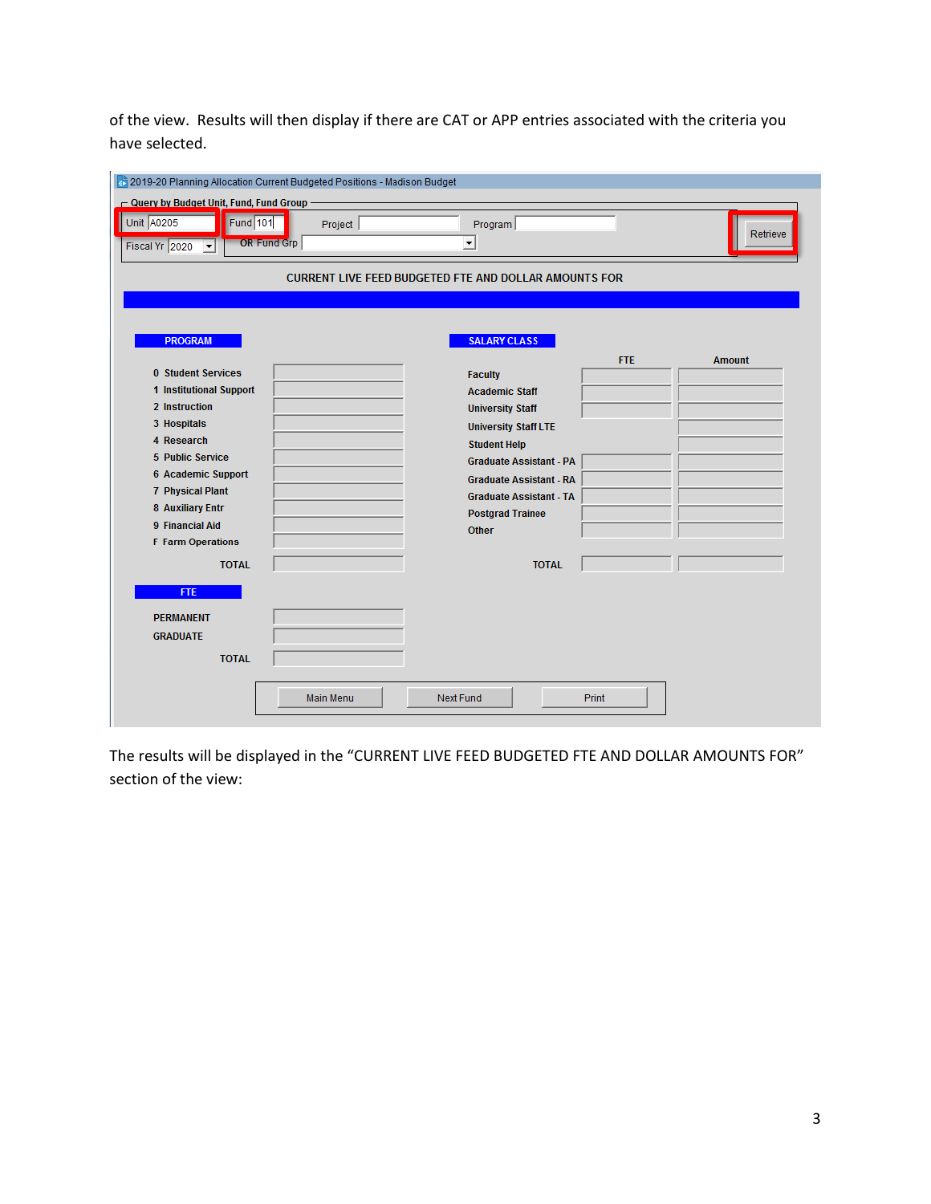of the view. Results will then display if there are CAT or APP entries associated with the criteria you have selected.

The results will be displayed in the "CURRENT LIVE FEED BUDGETED FTE AND DOLLAR AMOUNTS FOR" section of the view: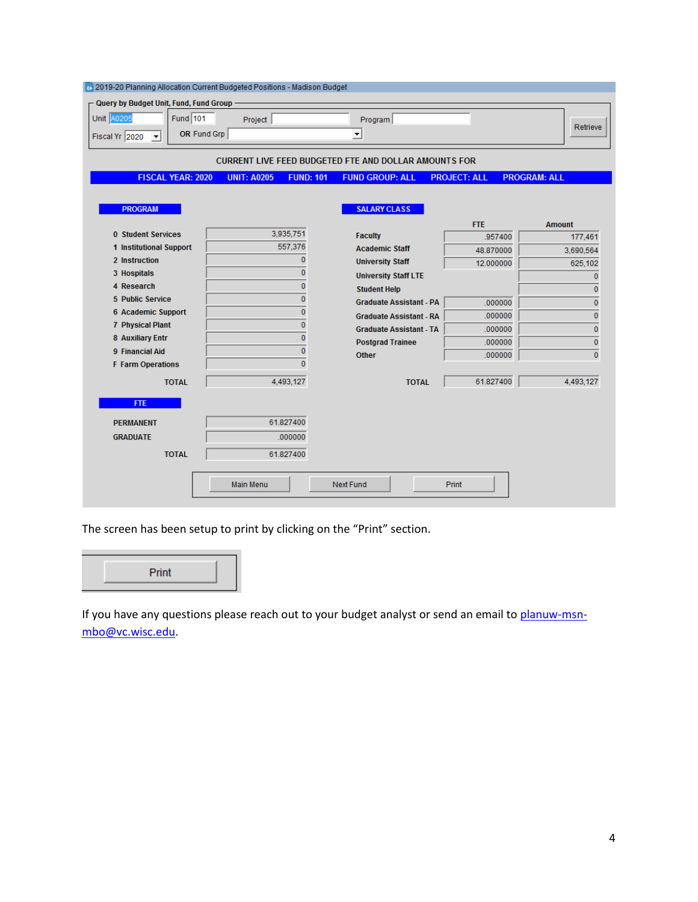2019-20 Planning Allocation Current Budgeted Positions - Madison Budget

Query by Budget Unit, Fund, Fund Group

Unit A0205 | Fund 101 | Project | Program | Retrieve

Fiscal Yr 2020 | OR Fund Grp

CURRENT LIVE FEED BUDGETED FTE AND DOLLAR AMOUNTS FOR

FISCAL YEAR: 2020 UNIT: A0205 FUND: 101 FUND GROUP: ALL PROJECT: ALL PROGRAM: ALL

| PROGRAM | |
|---|---|
| 0 Student Services | 3,935,751 |
| 1 Institutional Support | 557,376 |
| 2 Instruction | 0 |
| 3 Hospitals | 0 |
| 4 Research | 0 |
| 5 Public Service | 0 |
| 6 Academic Support | 0 |
| 7 Physical Plant | 0 |
| 8 Auxiliary Entr | 0 |
| 9 Financial Aid | 0 |
| F Farm Operations | 0 |
| TOTAL | 4,493,127 |

| SALARY CLASS | FTE | Amount |
|---|---|---|
| Faculty | .957400 | 177,461 |
| Academic Staff | 48.870000 | 3,690,564 |
| University Staff | 12.000000 | 625,102 |
| University Staff LTE | | 0 |
| Student Help | | 0 |
| Graduate Assistant - PA | .000000 | 0 |
| Graduate Assistant - RA | .000000 | 0 |
| Graduate Assistant - TA | .000000 | 0 |
| Postgrad Trainee | .000000 | 0 |
| Other | .000000 | 0 |
| TOTAL | 61.827400 | 4,493,127 |

| FTE | |
|---|---|
| PERMANENT | 61.827400 |
| GRADUATE | .000000 |
| TOTAL | 61.827400 |

Main Menu | Next Fund | Print

The screen has been setup to print by clicking on the "Print" section.

Print

If you have any questions please reach out to your budget analyst or send an email to planuw-msn-mbo@vc.wisc.edu.